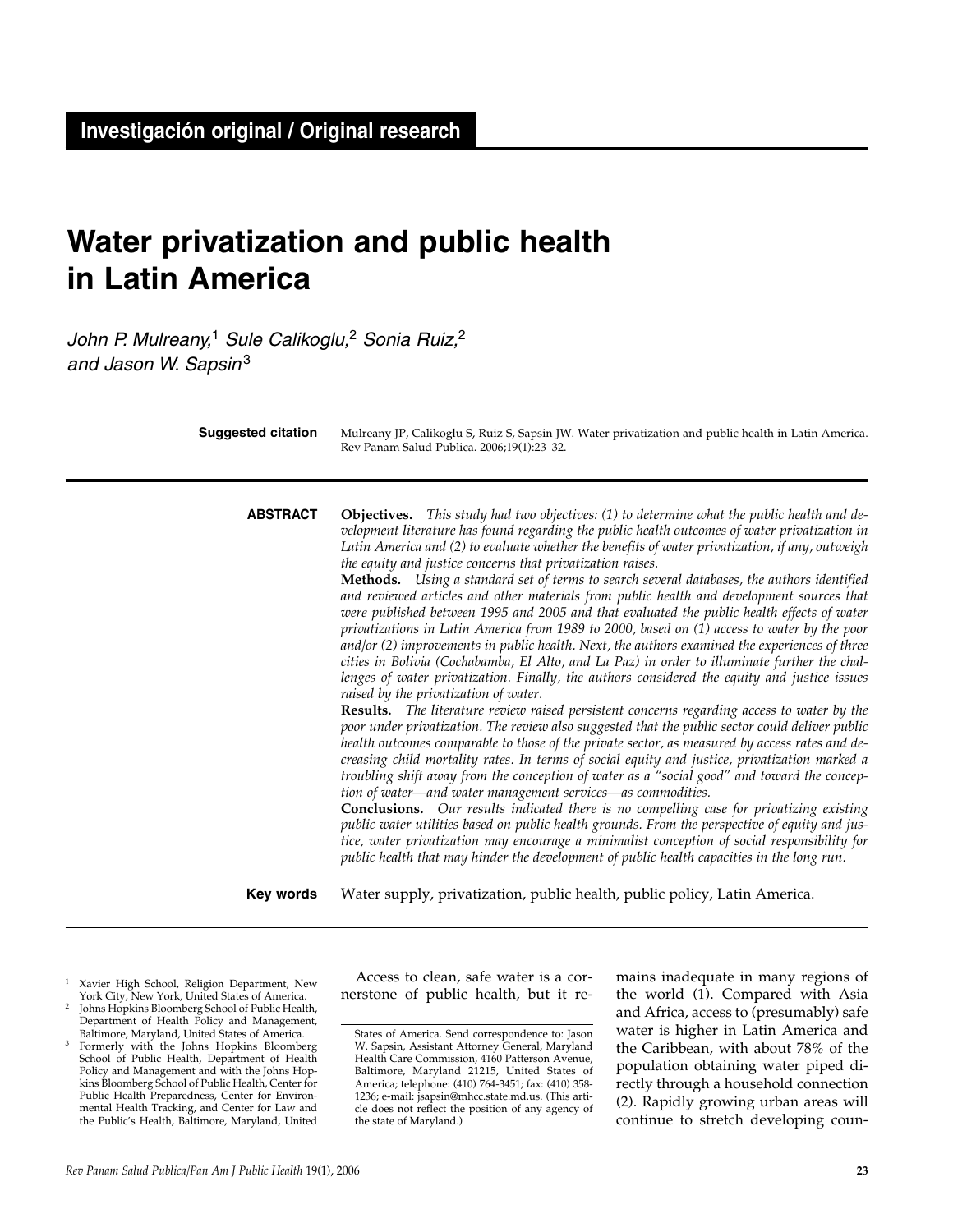Investigación original / Original research

# Water privatization and public health in Latin America

*John P. Mulreany,*[1] *Sule Calikoglu,*[2] *Sonia Ruiz,*[2] *and Jason W. Sapsin*[3]

**Suggested citation** Mulreany JP, Calikoglu S, Ruiz S, Sapsin JW. Water privatization and public health in Latin America. Rev Panam Salud Publica. 2006;19(1):23–32.

## ABSTRACT

**Objectives.** *This study had two objectives: (1) to determine what the public health and development literature has found regarding the public health outcomes of water privatization in Latin America and (2) to evaluate whether the benefits of water privatization, if any, outweigh the equity and justice concerns that privatization raises.*

**Methods.** *Using a standard set of terms to search several databases, the authors identified and reviewed articles and other materials from public health and development sources that were published between 1995 and 2005 and that evaluated the public health effects of water privatizations in Latin America from 1989 to 2000, based on (1) access to water by the poor and/or (2) improvements in public health. Next, the authors examined the experiences of three cities in Bolivia (Cochabamba, El Alto, and La Paz) in order to illuminate further the challenges of water privatization. Finally, the authors considered the equity and justice issues raised by the privatization of water.*

**Results.** *The literature review raised persistent concerns regarding access to water by the poor under privatization. The review also suggested that the public sector could deliver public health outcomes comparable to those of the private sector, as measured by access rates and decreasing child mortality rates. In terms of social equity and justice, privatization marked a troubling shift away from the conception of water as a "social good" and toward the conception of water—and water management services—as commodities.*

**Conclusions.** *Our results indicated there is no compelling case for privatizing existing public water utilities based on public health grounds. From the perspective of equity and justice, water privatization may encourage a minimalist conception of social responsibility for public health that may hinder the development of public health capacities in the long run.*

**Key words** Water supply, privatization, public health, public policy, Latin America.

---

Access to clean, safe water is a cornerstone of public health, but it remains inadequate in many regions of the world (1). Compared with Asia and Africa, access to (presumably) safe water is higher in Latin America and the Caribbean, with about 78% of the population obtaining water piped directly through a household connection (2). Rapidly growing urban areas will continue to stretch developing coun-

---

[1] Xavier High School, Religion Department, New York City, New York, United States of America.

[2] Johns Hopkins Bloomberg School of Public Health, Department of Health Policy and Management, Baltimore, Maryland, United States of America.

[3] Formerly with the Johns Hopkins Bloomberg School of Public Health, Department of Health Policy and Management and with the Johns Hopkins Bloomberg School of Public Health, Center for Public Health Preparedness, Center for Environmental Health Tracking, and Center for Law and the Public's Health, Baltimore, Maryland, United States of America. Send correspondence to: Jason W. Sapsin, Assistant Attorney General, Maryland Health Care Commission, 4160 Patterson Avenue, Baltimore, Maryland 21215, United States of America; telephone: (410) 764-3451; fax: (410) 358-1236; e-mail: jsapsin@mhcc.state.md.us. (This article does not reflect the position of any agency of the state of Maryland.)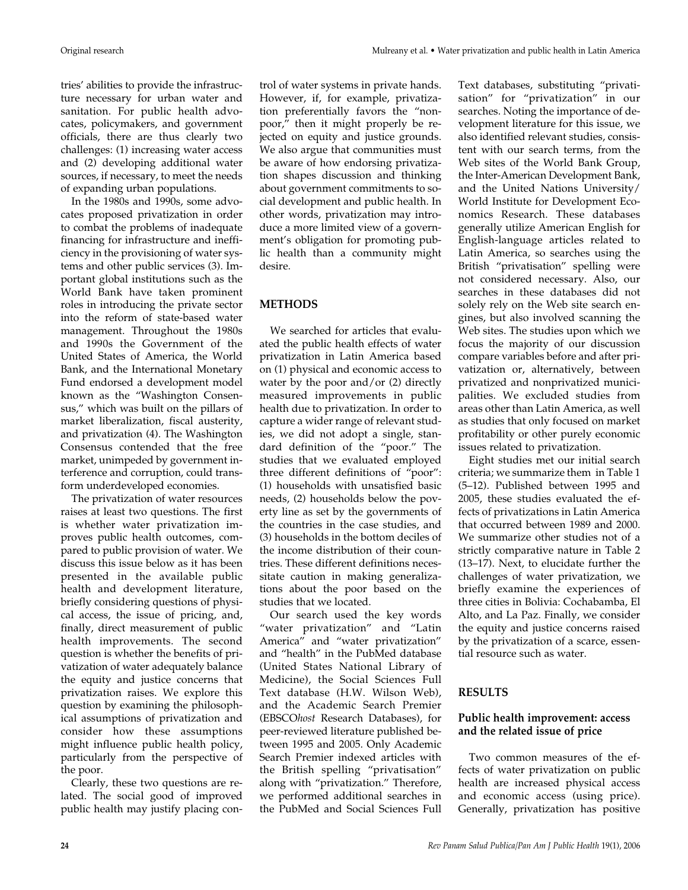tries' abilities to provide the infrastructure necessary for urban water and sanitation. For public health advocates, policymakers, and government officials, there are thus clearly two challenges: (1) increasing water access and (2) developing additional water sources, if necessary, to meet the needs of expanding urban populations.

In the 1980s and 1990s, some advocates proposed privatization in order to combat the problems of inadequate financing for infrastructure and inefficiency in the provisioning of water systems and other public services (3). Important global institutions such as the World Bank have taken prominent roles in introducing the private sector into the reform of state-based water management. Throughout the 1980s and 1990s the Government of the United States of America, the World Bank, and the International Monetary Fund endorsed a development model known as the "Washington Consensus," which was built on the pillars of market liberalization, fiscal austerity, and privatization (4). The Washington Consensus contended that the free market, unimpeded by government interference and corruption, could transform underdeveloped economies.

The privatization of water resources raises at least two questions. The first is whether water privatization improves public health outcomes, compared to public provision of water. We discuss this issue below as it has been presented in the available public health and development literature, briefly considering questions of physical access, the issue of pricing, and, finally, direct measurement of public health improvements. The second question is whether the benefits of privatization of water adequately balance the equity and justice concerns that privatization raises. We explore this question by examining the philosophical assumptions of privatization and consider how these assumptions might influence public health policy, particularly from the perspective of the poor.

Clearly, these two questions are related. The social good of improved public health may justify placing control of water systems in private hands. However, if, for example, privatization preferentially favors the "nonpoor," then it might properly be rejected on equity and justice grounds. We also argue that communities must be aware of how endorsing privatization shapes discussion and thinking about government commitments to social development and public health. In other words, privatization may introduce a more limited view of a government's obligation for promoting public health than a community might desire.

## METHODS

We searched for articles that evaluated the public health effects of water privatization in Latin America based on (1) physical and economic access to water by the poor and/or (2) directly measured improvements in public health due to privatization. In order to capture a wider range of relevant studies, we did not adopt a single, standard definition of the "poor." The studies that we evaluated employed three different definitions of "poor": (1) households with unsatisfied basic needs, (2) households below the poverty line as set by the governments of the countries in the case studies, and (3) households in the bottom deciles of the income distribution of their countries. These different definitions necessitate caution in making generalizations about the poor based on the studies that we located.

Our search used the key words "water privatization" and "Latin America" and "water privatization" and "health" in the PubMed database (United States National Library of Medicine), the Social Sciences Full Text database (H.W. Wilson Web), and the Academic Search Premier (EBSCO*host* Research Databases), for peer-reviewed literature published between 1995 and 2005. Only Academic Search Premier indexed articles with the British spelling "privatisation" along with "privatization." Therefore, we performed additional searches in the PubMed and Social Sciences Full Text databases, substituting "privatisation" for "privatization" in our searches. Noting the importance of development literature for this issue, we also identified relevant studies, consistent with our search terms, from the Web sites of the World Bank Group, the Inter-American Development Bank, and the United Nations University/World Institute for Development Economics Research. These databases generally utilize American English for English-language articles related to Latin America, so searches using the British "privatisation" spelling were not considered necessary. Also, our searches in these databases did not solely rely on the Web site search engines, but also involved scanning the Web sites. The studies upon which we focus the majority of our discussion compare variables before and after privatization or, alternatively, between privatized and nonprivatized municipalities. We excluded studies from areas other than Latin America, as well as studies that only focused on market profitability or other purely economic issues related to privatization.

Eight studies met our initial search criteria; we summarize them in Table 1 (5–12). Published between 1995 and 2005, these studies evaluated the effects of privatizations in Latin America that occurred between 1989 and 2000. We summarize other studies not of a strictly comparative nature in Table 2 (13–17). Next, to elucidate further the challenges of water privatization, we briefly examine the experiences of three cities in Bolivia: Cochabamba, El Alto, and La Paz. Finally, we consider the equity and justice concerns raised by the privatization of a scarce, essential resource such as water.

## RESULTS

### Public health improvement: access and the related issue of price

Two common measures of the effects of water privatization on public health are increased physical access and economic access (using price). Generally, privatization has positive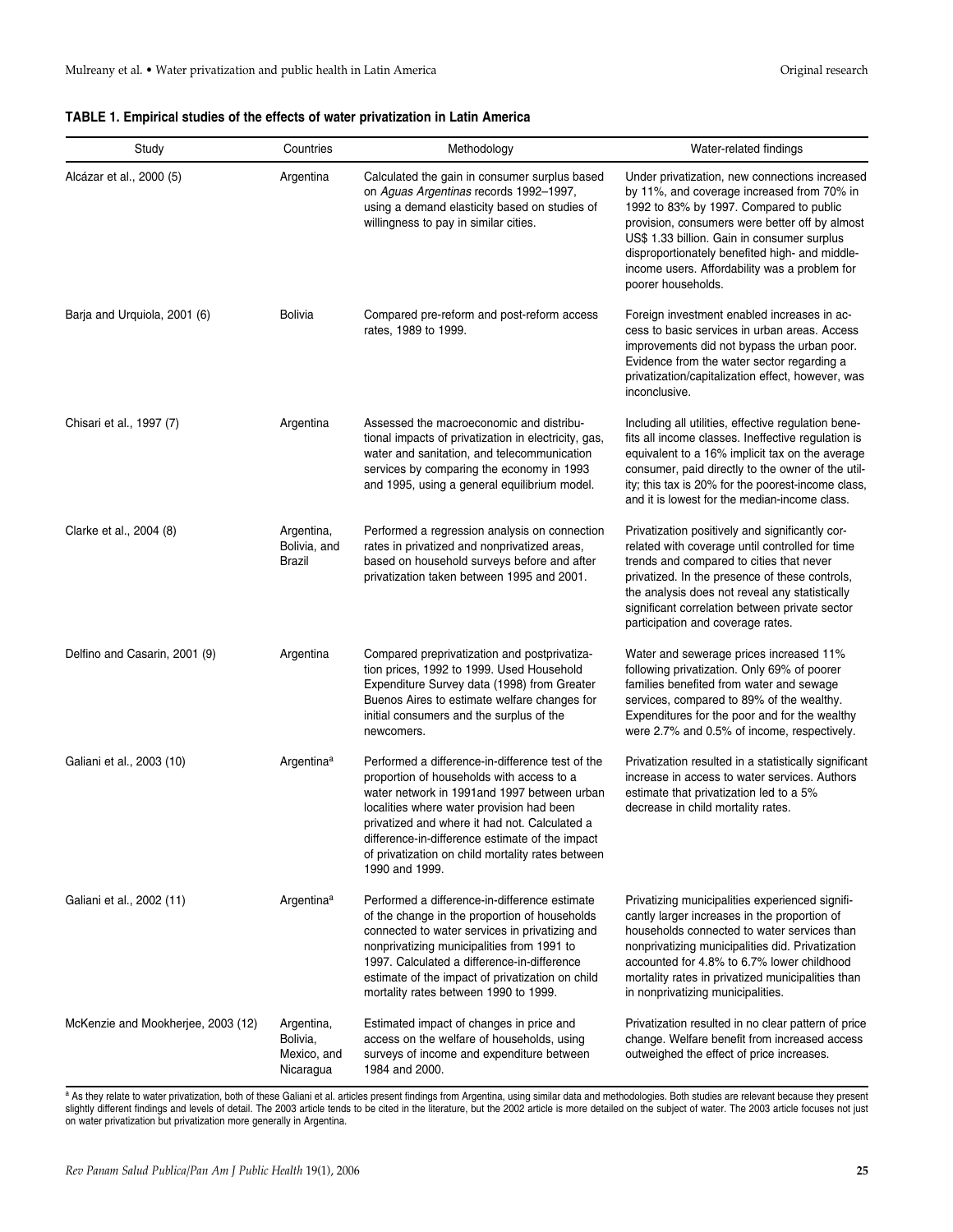**TABLE 1. Empirical studies of the effects of water privatization in Latin America**

| Study | Countries | Methodology | Water-related findings |
|---|---|---|---|
| Alcázar et al., 2000 (5) | Argentina | Calculated the gain in consumer surplus based on *Aguas Argentinas* records 1992–1997, using a demand elasticity based on studies of willingness to pay in similar cities. | Under privatization, new connections increased by 11%, and coverage increased from 70% in 1992 to 83% by 1997. Compared to public provision, consumers were better off by almost US$ 1.33 billion. Gain in consumer surplus disproportionately benefited high- and middle-income users. Affordability was a problem for poorer households. |
| Barja and Urquiola, 2001 (6) | Bolivia | Compared pre-reform and post-reform access rates, 1989 to 1999. | Foreign investment enabled increases in access to basic services in urban areas. Access improvements did not bypass the urban poor. Evidence from the water sector regarding a privatization/capitalization effect, however, was inconclusive. |
| Chisari et al., 1997 (7) | Argentina | Assessed the macroeconomic and distributional impacts of privatization in electricity, gas, water and sanitation, and telecommunication services by comparing the economy in 1993 and 1995, using a general equilibrium model. | Including all utilities, effective regulation benefits all income classes. Ineffective regulation is equivalent to a 16% implicit tax on the average consumer, paid directly to the owner of the utility; this tax is 20% for the poorest-income class, and it is lowest for the median-income class. |
| Clarke et al., 2004 (8) | Argentina, Bolivia, and Brazil | Performed a regression analysis on connection rates in privatized and nonprivatized areas, based on household surveys before and after privatization taken between 1995 and 2001. | Privatization positively and significantly correlated with coverage until controlled for time trends and compared to cities that never privatized. In the presence of these controls, the analysis does not reveal any statistically significant correlation between private sector participation and coverage rates. |
| Delfino and Casarin, 2001 (9) | Argentina | Compared preprivatization and postprivatization prices, 1992 to 1999. Used Household Expenditure Survey data (1998) from Greater Buenos Aires to estimate welfare changes for initial consumers and the surplus of the newcomers. | Water and sewerage prices increased 11% following privatization. Only 69% of poorer families benefited from water and sewage services, compared to 89% of the wealthy. Expenditures for the poor and for the wealthy were 2.7% and 0.5% of income, respectively. |
| Galiani et al., 2003 (10) | Argentina[a] | Performed a difference-in-difference test of the proportion of households with access to a water network in 1991and 1997 between urban localities where water provision had been privatized and where it had not. Calculated a difference-in-difference estimate of the impact of privatization on child mortality rates between 1990 and 1999. | Privatization resulted in a statistically significant increase in access to water services. Authors estimate that privatization led to a 5% decrease in child mortality rates. |
| Galiani et al., 2002 (11) | Argentina[a] | Performed a difference-in-difference estimate of the change in the proportion of households connected to water services in privatizing and nonprivatizing municipalities from 1991 to 1997. Calculated a difference-in-difference estimate of the impact of privatization on child mortality rates between 1990 to 1999. | Privatizing municipalities experienced significantly larger increases in the proportion of households connected to water services than nonprivatizing municipalities did. Privatization accounted for 4.8% to 6.7% lower childhood mortality rates in privatized municipalities than in nonprivatizing municipalities. |
| McKenzie and Mookherjee, 2003 (12) | Argentina, Bolivia, Mexico, and Nicaragua | Estimated impact of changes in price and access on the welfare of households, using surveys of income and expenditure between 1984 and 2000. | Privatization resulted in no clear pattern of price change. Welfare benefit from increased access outweighed the effect of price increases. |

[a] As they relate to water privatization, both of these Galiani et al. articles present findings from Argentina, using similar data and methodologies. Both studies are relevant because they present slightly different findings and levels of detail. The 2003 article tends to be cited in the literature, but the 2002 article is more detailed on the subject of water. The 2003 article focuses not just on water privatization but privatization more generally in Argentina.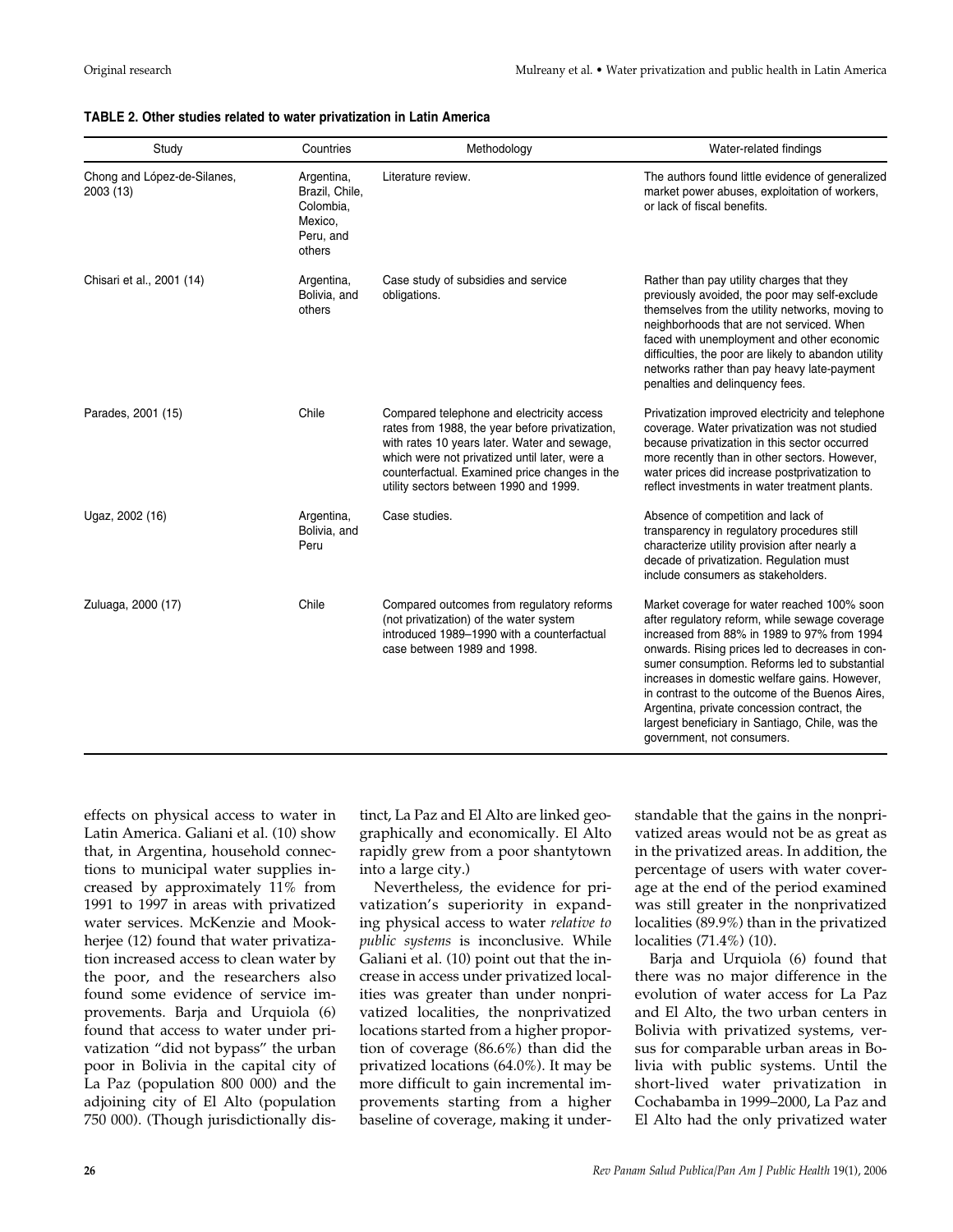**TABLE 2. Other studies related to water privatization in Latin America**

| Study | Countries | Methodology | Water-related findings |
|---|---|---|---|
| Chong and López-de-Silanes, 2003 (13) | Argentina, Brazil, Chile, Colombia, Mexico, Peru, and others | Literature review. | The authors found little evidence of generalized market power abuses, exploitation of workers, or lack of fiscal benefits. |
| Chisari et al., 2001 (14) | Argentina, Bolivia, and others | Case study of subsidies and service obligations. | Rather than pay utility charges that they previously avoided, the poor may self-exclude themselves from the utility networks, moving to neighborhoods that are not serviced. When faced with unemployment and other economic difficulties, the poor are likely to abandon utility networks rather than pay heavy late-payment penalties and delinquency fees. |
| Parades, 2001 (15) | Chile | Compared telephone and electricity access rates from 1988, the year before privatization, with rates 10 years later. Water and sewage, which were not privatized until later, were a counterfactual. Examined price changes in the utility sectors between 1990 and 1999. | Privatization improved electricity and telephone coverage. Water privatization was not studied because privatization in this sector occurred more recently than in other sectors. However, water prices did increase postprivatization to reflect investments in water treatment plants. |
| Ugaz, 2002 (16) | Argentina, Bolivia, and Peru | Case studies. | Absence of competition and lack of transparency in regulatory procedures still characterize utility provision after nearly a decade of privatization. Regulation must include consumers as stakeholders. |
| Zuluaga, 2000 (17) | Chile | Compared outcomes from regulatory reforms (not privatization) of the water system introduced 1989–1990 with a counterfactual case between 1989 and 1998. | Market coverage for water reached 100% soon after regulatory reform, while sewage coverage increased from 88% in 1989 to 97% from 1994 onwards. Rising prices led to decreases in consumer consumption. Reforms led to substantial increases in domestic welfare gains. However, in contrast to the outcome of the Buenos Aires, Argentina, private concession contract, the largest beneficiary in Santiago, Chile, was the government, not consumers. |

effects on physical access to water in Latin America. Galiani et al. (10) show that, in Argentina, household connections to municipal water supplies increased by approximately 11% from 1991 to 1997 in areas with privatized water services. McKenzie and Mookherjee (12) found that water privatization increased access to clean water by the poor, and the researchers also found some evidence of service improvements. Barja and Urquiola (6) found that access to water under privatization "did not bypass" the urban poor in Bolivia in the capital city of La Paz (population 800 000) and the adjoining city of El Alto (population 750 000). (Though jurisdictionally distinct, La Paz and El Alto are linked geographically and economically. El Alto rapidly grew from a poor shantytown into a large city.)

Nevertheless, the evidence for privatization's superiority in expanding physical access to water *relative to public systems* is inconclusive. While Galiani et al. (10) point out that the increase in access under privatized localities was greater than under nonprivatized localities, the nonprivatized locations started from a higher proportion of coverage (86.6%) than did the privatized locations (64.0%). It may be more difficult to gain incremental improvements starting from a higher baseline of coverage, making it understandable that the gains in the nonprivatized areas would not be as great as in the privatized areas. In addition, the percentage of users with water coverage at the end of the period examined was still greater in the nonprivatized localities (89.9%) than in the privatized localities (71.4%) (10).

Barja and Urquiola (6) found that there was no major difference in the evolution of water access for La Paz and El Alto, the two urban centers in Bolivia with privatized systems, versus for comparable urban areas in Bolivia with public systems. Until the short-lived water privatization in Cochabamba in 1999–2000, La Paz and El Alto had the only privatized water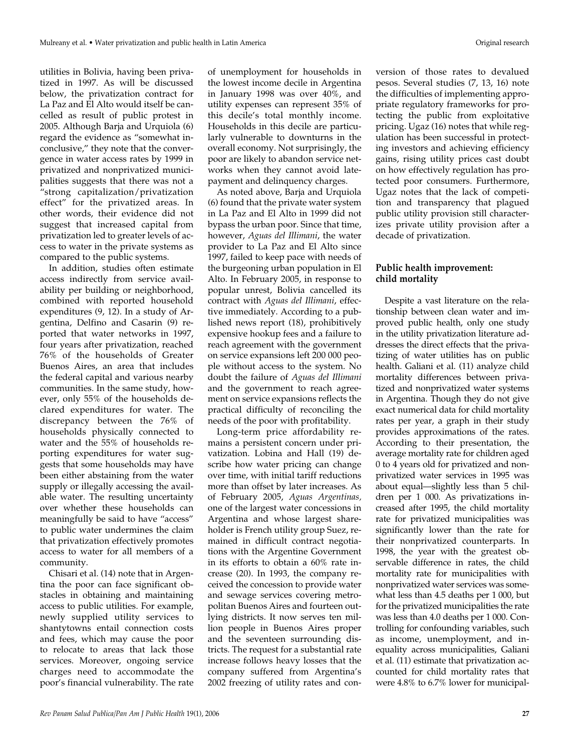utilities in Bolivia, having been privatized in 1997. As will be discussed below, the privatization contract for La Paz and El Alto would itself be cancelled as result of public protest in 2005. Although Barja and Urquiola (6) regard the evidence as "somewhat inconclusive," they note that the convergence in water access rates by 1999 in privatized and nonprivatized municipalities suggests that there was not a "strong capitalization/privatization effect" for the privatized areas. In other words, their evidence did not suggest that increased capital from privatization led to greater levels of access to water in the private systems as compared to the public systems.

In addition, studies often estimate access indirectly from service availability per building or neighborhood, combined with reported household expenditures (9, 12). In a study of Argentina, Delfino and Casarin (9) reported that water networks in 1997, four years after privatization, reached 76% of the households of Greater Buenos Aires, an area that includes the federal capital and various nearby communities. In the same study, however, only 55% of the households declared expenditures for water. The discrepancy between the 76% of households physically connected to water and the 55% of households reporting expenditures for water suggests that some households may have been either abstaining from the water supply or illegally accessing the available water. The resulting uncertainty over whether these households can meaningfully be said to have "access" to public water undermines the claim that privatization effectively promotes access to water for all members of a community.

Chisari et al. (14) note that in Argentina the poor can face significant obstacles in obtaining and maintaining access to public utilities. For example, newly supplied utility services to shantytowns entail connection costs and fees, which may cause the poor to relocate to areas that lack those services. Moreover, ongoing service charges need to accommodate the poor's financial vulnerability. The rate of unemployment for households in the lowest income decile in Argentina in January 1998 was over 40%, and utility expenses can represent 35% of this decile's total monthly income. Households in this decile are particularly vulnerable to downturns in the overall economy. Not surprisingly, the poor are likely to abandon service networks when they cannot avoid late-payment and delinquency charges.

As noted above, Barja and Urquiola (6) found that the private water system in La Paz and El Alto in 1999 did not bypass the urban poor. Since that time, however, *Aguas del Illimani*, the water provider to La Paz and El Alto since 1997, failed to keep pace with needs of the burgeoning urban population in El Alto. In February 2005, in response to popular unrest, Bolivia cancelled its contract with *Aguas del Illimani*, effective immediately. According to a published news report (18), prohibitively expensive hookup fees and a failure to reach agreement with the government on service expansions left 200 000 people without access to the system. No doubt the failure of *Aguas del Illimani* and the government to reach agreement on service expansions reflects the practical difficulty of reconciling the needs of the poor with profitability.

Long-term price affordability remains a persistent concern under privatization. Lobina and Hall (19) describe how water pricing can change over time, with initial tariff reductions more than offset by later increases. As of February 2005, *Aguas Argentinas,* one of the largest water concessions in Argentina and whose largest shareholder is French utility group Suez, remained in difficult contract negotiations with the Argentine Government in its efforts to obtain a 60% rate increase (20). In 1993, the company received the concession to provide water and sewage services covering metropolitan Buenos Aires and fourteen outlying districts. It now serves ten million people in Buenos Aires proper and the seventeen surrounding districts. The request for a substantial rate increase follows heavy losses that the company suffered from Argentina's 2002 freezing of utility rates and conversion of those rates to devalued pesos. Several studies (7, 13, 16) note the difficulties of implementing appropriate regulatory frameworks for protecting the public from exploitative pricing. Ugaz (16) notes that while regulation has been successful in protecting investors and achieving efficiency gains, rising utility prices cast doubt on how effectively regulation has protected poor consumers. Furthermore, Ugaz notes that the lack of competition and transparency that plagued public utility provision still characterizes private utility provision after a decade of privatization.

### Public health improvement: child mortality

Despite a vast literature on the relationship between clean water and improved public health, only one study in the utility privatization literature addresses the direct effects that the privatizing of water utilities has on public health. Galiani et al. (11) analyze child mortality differences between privatized and nonprivatized water systems in Argentina. Though they do not give exact numerical data for child mortality rates per year, a graph in their study provides approximations of the rates. According to their presentation, the average mortality rate for children aged 0 to 4 years old for privatized and nonprivatized water services in 1995 was about equal—slightly less than 5 children per 1 000. As privatizations increased after 1995, the child mortality rate for privatized municipalities was significantly lower than the rate for their nonprivatized counterparts. In 1998, the year with the greatest observable difference in rates, the child mortality rate for municipalities with nonprivatized water services was somewhat less than 4.5 deaths per 1 000, but for the privatized municipalities the rate was less than 4.0 deaths per 1 000. Controlling for confounding variables, such as income, unemployment, and inequality across municipalities, Galiani et al. (11) estimate that privatization accounted for child mortality rates that were 4.8% to 6.7% lower for municipal-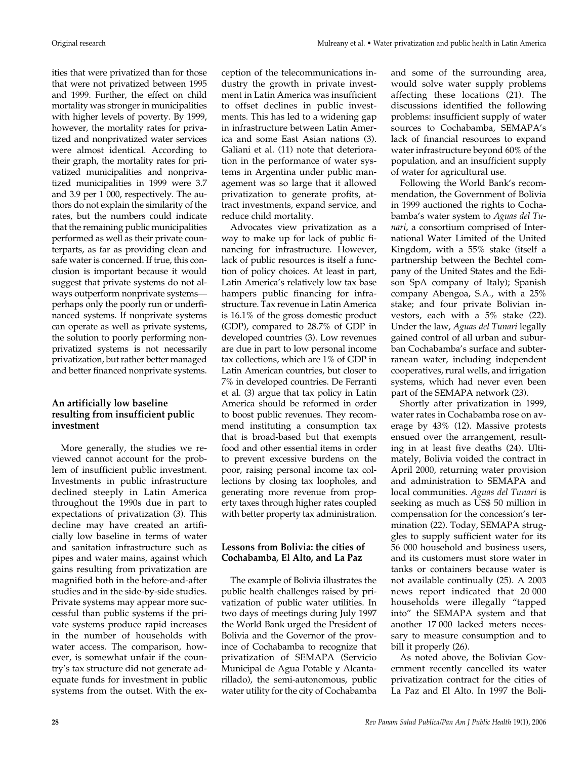ities that were privatized than for those that were not privatized between 1995 and 1999. Further, the effect on child mortality was stronger in municipalities with higher levels of poverty. By 1999, however, the mortality rates for privatized and nonprivatized water services were almost identical. According to their graph, the mortality rates for privatized municipalities and nonprivatized municipalities in 1999 were 3.7 and 3.9 per 1 000, respectively. The authors do not explain the similarity of the rates, but the numbers could indicate that the remaining public municipalities performed as well as their private counterparts, as far as providing clean and safe water is concerned. If true, this conclusion is important because it would suggest that private systems do not always outperform nonprivate systems—perhaps only the poorly run or underfinanced systems. If nonprivate systems can operate as well as private systems, the solution to poorly performing nonprivatized systems is not necessarily privatization, but rather better managed and better financed nonprivate systems.

### An artificially low baseline resulting from insufficient public investment

More generally, the studies we reviewed cannot account for the problem of insufficient public investment. Investments in public infrastructure declined steeply in Latin America throughout the 1990s due in part to expectations of privatization (3). This decline may have created an artificially low baseline in terms of water and sanitation infrastructure such as pipes and water mains, against which gains resulting from privatization are magnified both in the before-and-after studies and in the side-by-side studies. Private systems may appear more successful than public systems if the private systems produce rapid increases in the number of households with water access. The comparison, however, is somewhat unfair if the country's tax structure did not generate adequate funds for investment in public systems from the outset. With the exception of the telecommunications industry the growth in private investment in Latin America was insufficient to offset declines in public investments. This has led to a widening gap in infrastructure between Latin America and some East Asian nations (3). Galiani et al. (11) note that deterioration in the performance of water systems in Argentina under public management was so large that it allowed privatization to generate profits, attract investments, expand service, and reduce child mortality.

Advocates view privatization as a way to make up for lack of public financing for infrastructure. However, lack of public resources is itself a function of policy choices. At least in part, Latin America's relatively low tax base hampers public financing for infrastructure. Tax revenue in Latin America is 16.1% of the gross domestic product (GDP), compared to 28.7% of GDP in developed countries (3). Low revenues are due in part to low personal income tax collections, which are 1% of GDP in Latin American countries, but closer to 7% in developed countries. De Ferranti et al. (3) argue that tax policy in Latin America should be reformed in order to boost public revenues. They recommend instituting a consumption tax that is broad-based but that exempts food and other essential items in order to prevent excessive burdens on the poor, raising personal income tax collections by closing tax loopholes, and generating more revenue from property taxes through higher rates coupled with better property tax administration.

### Lessons from Bolivia: the cities of Cochabamba, El Alto, and La Paz

The example of Bolivia illustrates the public health challenges raised by privatization of public water utilities. In two days of meetings during July 1997 the World Bank urged the President of Bolivia and the Governor of the province of Cochabamba to recognize that privatization of SEMAPA (Servicio Municipal de Agua Potable y Alcantarillado), the semi-autonomous, public water utility for the city of Cochabamba and some of the surrounding area, would solve water supply problems affecting these locations (21). The discussions identified the following problems: insufficient supply of water sources to Cochabamba, SEMAPA's lack of financial resources to expand water infrastructure beyond 60% of the population, and an insufficient supply of water for agricultural use.

Following the World Bank's recommendation, the Government of Bolivia in 1999 auctioned the rights to Cochabamba's water system to *Aguas del Tunari*, a consortium comprised of International Water Limited of the United Kingdom, with a 55% stake (itself a partnership between the Bechtel company of the United States and the Edison SpA company of Italy); Spanish company Abengoa, S.A., with a 25% stake; and four private Bolivian investors, each with a 5% stake (22). Under the law, *Aguas del Tunari* legally gained control of all urban and suburban Cochabamba's surface and subterranean water, including independent cooperatives, rural wells, and irrigation systems, which had never even been part of the SEMAPA network (23).

Shortly after privatization in 1999, water rates in Cochabamba rose on average by 43% (12). Massive protests ensued over the arrangement, resulting in at least five deaths (24). Ultimately, Bolivia voided the contract in April 2000, returning water provision and administration to SEMAPA and local communities. *Aguas del Tunari* is seeking as much as US$ 50 million in compensation for the concession's termination (22). Today, SEMAPA struggles to supply sufficient water for its 56 000 household and business users, and its customers must store water in tanks or containers because water is not available continually (25). A 2003 news report indicated that 20 000 households were illegally "tapped into" the SEMAPA system and that another 17 000 lacked meters necessary to measure consumption and to bill it properly (26).

As noted above, the Bolivian Government recently cancelled its water privatization contract for the cities of La Paz and El Alto. In 1997 the Boli-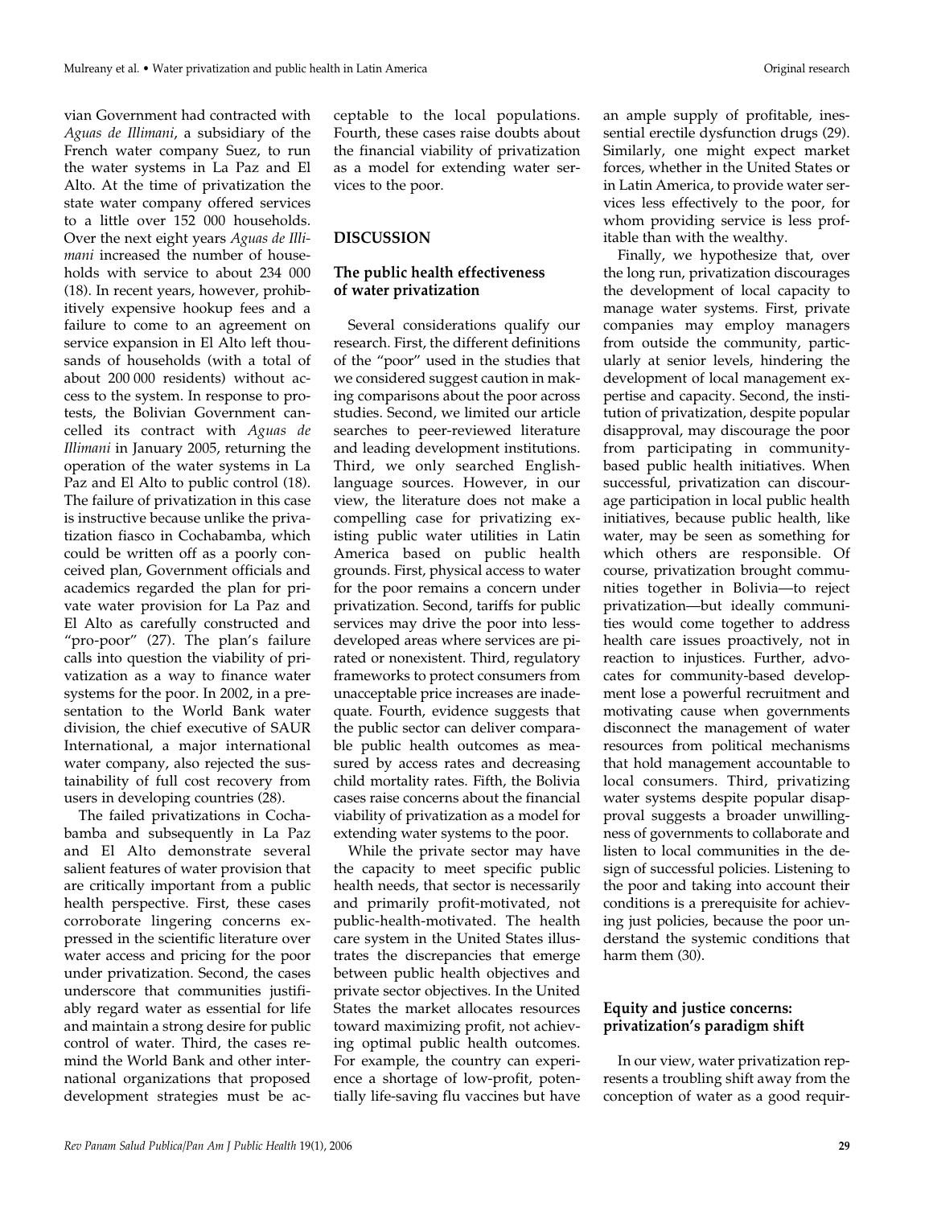vian Government had contracted with *Aguas de Illimani*, a subsidiary of the French water company Suez, to run the water systems in La Paz and El Alto. At the time of privatization the state water company offered services to a little over 152 000 households. Over the next eight years *Aguas de Illimani* increased the number of households with service to about 234 000 (18). In recent years, however, prohibitively expensive hookup fees and a failure to come to an agreement on service expansion in El Alto left thousands of households (with a total of about 200 000 residents) without access to the system. In response to protests, the Bolivian Government cancelled its contract with *Aguas de Illimani* in January 2005, returning the operation of the water systems in La Paz and El Alto to public control (18). The failure of privatization in this case is instructive because unlike the privatization fiasco in Cochabamba, which could be written off as a poorly conceived plan, Government officials and academics regarded the plan for private water provision for La Paz and El Alto as carefully constructed and "pro-poor" (27). The plan's failure calls into question the viability of privatization as a way to finance water systems for the poor. In 2002, in a presentation to the World Bank water division, the chief executive of SAUR International, a major international water company, also rejected the sustainability of full cost recovery from users in developing countries (28).

The failed privatizations in Cochabamba and subsequently in La Paz and El Alto demonstrate several salient features of water provision that are critically important from a public health perspective. First, these cases corroborate lingering concerns expressed in the scientific literature over water access and pricing for the poor under privatization. Second, the cases underscore that communities justifiably regard water as essential for life and maintain a strong desire for public control of water. Third, the cases remind the World Bank and other international organizations that proposed development strategies must be acceptable to the local populations. Fourth, these cases raise doubts about the financial viability of privatization as a model for extending water services to the poor.

## DISCUSSION

### The public health effectiveness of water privatization

Several considerations qualify our research. First, the different definitions of the "poor" used in the studies that we considered suggest caution in making comparisons about the poor across studies. Second, we limited our article searches to peer-reviewed literature and leading development institutions. Third, we only searched English-language sources. However, in our view, the literature does not make a compelling case for privatizing existing public water utilities in Latin America based on public health grounds. First, physical access to water for the poor remains a concern under privatization. Second, tariffs for public services may drive the poor into less-developed areas where services are pirated or nonexistent. Third, regulatory frameworks to protect consumers from unacceptable price increases are inadequate. Fourth, evidence suggests that the public sector can deliver comparable public health outcomes as measured by access rates and decreasing child mortality rates. Fifth, the Bolivia cases raise concerns about the financial viability of privatization as a model for extending water systems to the poor.

While the private sector may have the capacity to meet specific public health needs, that sector is necessarily and primarily profit-motivated, not public-health-motivated. The health care system in the United States illustrates the discrepancies that emerge between public health objectives and private sector objectives. In the United States the market allocates resources toward maximizing profit, not achieving optimal public health outcomes. For example, the country can experience a shortage of low-profit, potentially life-saving flu vaccines but have an ample supply of profitable, inessential erectile dysfunction drugs (29). Similarly, one might expect market forces, whether in the United States or in Latin America, to provide water services less effectively to the poor, for whom providing service is less profitable than with the wealthy.

Finally, we hypothesize that, over the long run, privatization discourages the development of local capacity to manage water systems. First, private companies may employ managers from outside the community, particularly at senior levels, hindering the development of local management expertise and capacity. Second, the institution of privatization, despite popular disapproval, may discourage the poor from participating in community-based public health initiatives. When successful, privatization can discourage participation in local public health initiatives, because public health, like water, may be seen as something for which others are responsible. Of course, privatization brought communities together in Bolivia—to reject privatization—but ideally communities would come together to address health care issues proactively, not in reaction to injustices. Further, advocates for community-based development lose a powerful recruitment and motivating cause when governments disconnect the management of water resources from political mechanisms that hold management accountable to local consumers. Third, privatizing water systems despite popular disapproval suggests a broader unwillingness of governments to collaborate and listen to local communities in the design of successful policies. Listening to the poor and taking into account their conditions is a prerequisite for achieving just policies, because the poor understand the systemic conditions that harm them (30).

### Equity and justice concerns: privatization's paradigm shift

In our view, water privatization represents a troubling shift away from the conception of water as a good requir-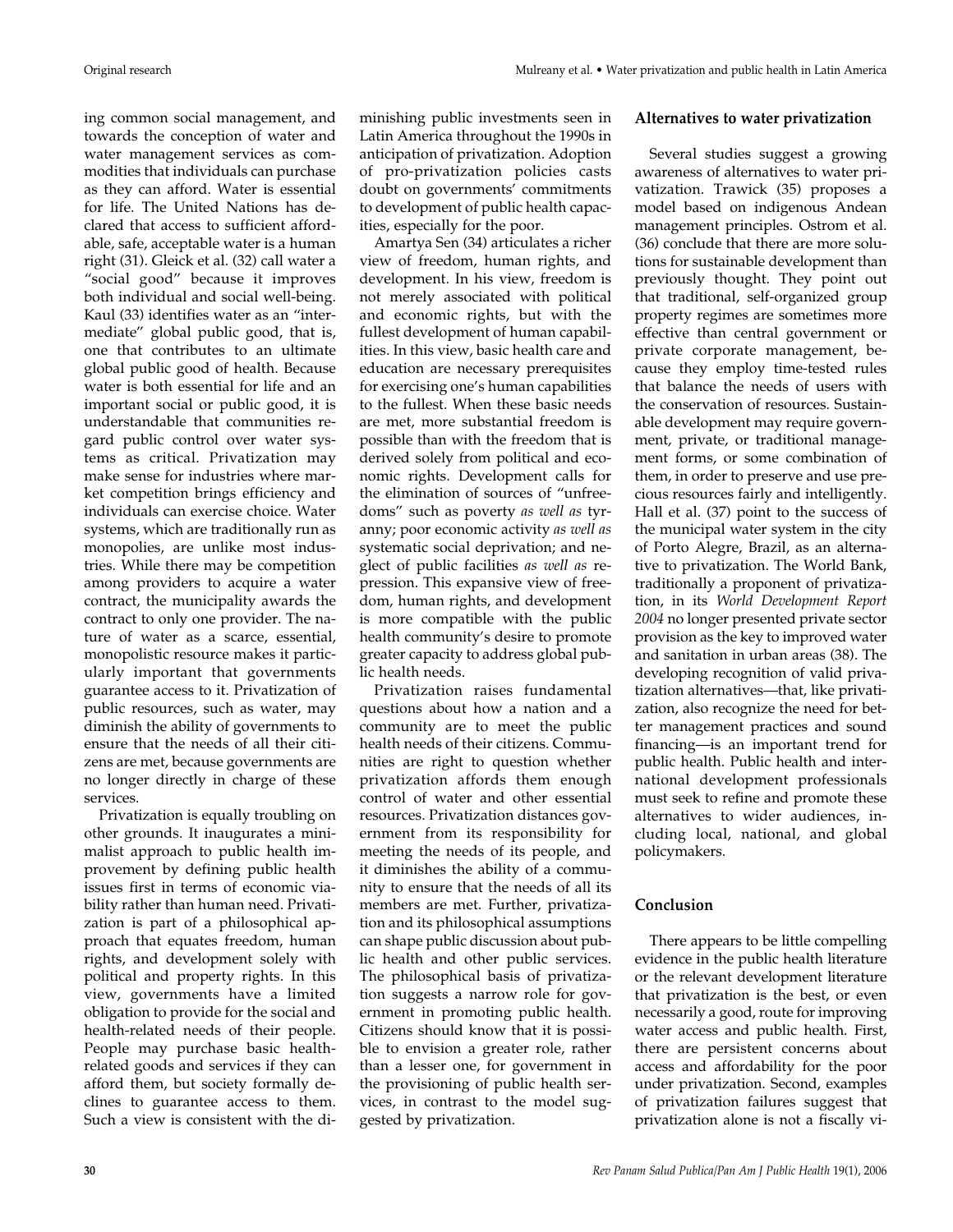ing common social management, and towards the conception of water and water management services as commodities that individuals can purchase as they can afford. Water is essential for life. The United Nations has declared that access to sufficient affordable, safe, acceptable water is a human right (31). Gleick et al. (32) call water a "social good" because it improves both individual and social well-being. Kaul (33) identifies water as an "intermediate" global public good, that is, one that contributes to an ultimate global public good of health. Because water is both essential for life and an important social or public good, it is understandable that communities regard public control over water systems as critical. Privatization may make sense for industries where market competition brings efficiency and individuals can exercise choice. Water systems, which are traditionally run as monopolies, are unlike most industries. While there may be competition among providers to acquire a water contract, the municipality awards the contract to only one provider. The nature of water as a scarce, essential, monopolistic resource makes it particularly important that governments guarantee access to it. Privatization of public resources, such as water, may diminish the ability of governments to ensure that the needs of all their citizens are met, because governments are no longer directly in charge of these services.

Privatization is equally troubling on other grounds. It inaugurates a minimalist approach to public health improvement by defining public health issues first in terms of economic viability rather than human need. Privatization is part of a philosophical approach that equates freedom, human rights, and development solely with political and property rights. In this view, governments have a limited obligation to provide for the social and health-related needs of their people. People may purchase basic health-related goods and services if they can afford them, but society formally declines to guarantee access to them. Such a view is consistent with the diminishing public investments seen in Latin America throughout the 1990s in anticipation of privatization. Adoption of pro-privatization policies casts doubt on governments' commitments to development of public health capacities, especially for the poor.

Amartya Sen (34) articulates a richer view of freedom, human rights, and development. In his view, freedom is not merely associated with political and economic rights, but with the fullest development of human capabilities. In this view, basic health care and education are necessary prerequisites for exercising one's human capabilities to the fullest. When these basic needs are met, more substantial freedom is possible than with the freedom that is derived solely from political and economic rights. Development calls for the elimination of sources of "unfreedoms" such as poverty *as well as* tyranny; poor economic activity *as well as* systematic social deprivation; and neglect of public facilities *as well as* repression. This expansive view of freedom, human rights, and development is more compatible with the public health community's desire to promote greater capacity to address global public health needs.

Privatization raises fundamental questions about how a nation and a community are to meet the public health needs of their citizens. Communities are right to question whether privatization affords them enough control of water and other essential resources. Privatization distances government from its responsibility for meeting the needs of its people, and it diminishes the ability of a community to ensure that the needs of all its members are met. Further, privatization and its philosophical assumptions can shape public discussion about public health and other public services. The philosophical basis of privatization suggests a narrow role for government in promoting public health. Citizens should know that it is possible to envision a greater role, rather than a lesser one, for government in the provisioning of public health services, in contrast to the model suggested by privatization.

### Alternatives to water privatization

Several studies suggest a growing awareness of alternatives to water privatization. Trawick (35) proposes a model based on indigenous Andean management principles. Ostrom et al. (36) conclude that there are more solutions for sustainable development than previously thought. They point out that traditional, self-organized group property regimes are sometimes more effective than central government or private corporate management, because they employ time-tested rules that balance the needs of users with the conservation of resources. Sustainable development may require government, private, or traditional management forms, or some combination of them, in order to preserve and use precious resources fairly and intelligently. Hall et al. (37) point to the success of the municipal water system in the city of Porto Alegre, Brazil, as an alternative to privatization. The World Bank, traditionally a proponent of privatization, in its *World Development Report 2004* no longer presented private sector provision as the key to improved water and sanitation in urban areas (38). The developing recognition of valid privatization alternatives—that, like privatization, also recognize the need for better management practices and sound financing—is an important trend for public health. Public health and international development professionals must seek to refine and promote these alternatives to wider audiences, including local, national, and global policymakers.

## Conclusion

There appears to be little compelling evidence in the public health literature or the relevant development literature that privatization is the best, or even necessarily a good, route for improving water access and public health. First, there are persistent concerns about access and affordability for the poor under privatization. Second, examples of privatization failures suggest that privatization alone is not a fiscally vi-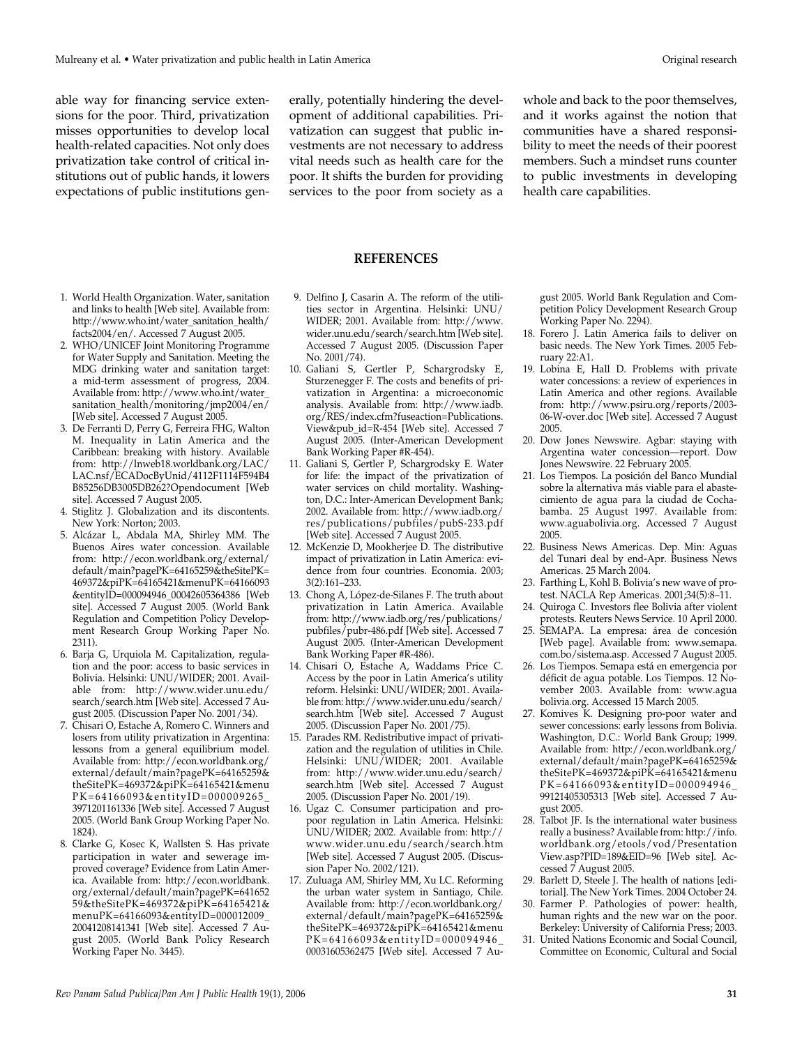able way for financing service extensions for the poor. Third, privatization misses opportunities to develop local health-related capacities. Not only does privatization take control of critical institutions out of public hands, it lowers expectations of public institutions generally, potentially hindering the development of additional capabilities. Privatization can suggest that public investments are not necessary to address vital needs such as health care for the poor. It shifts the burden for providing services to the poor from society as a whole and back to the poor themselves, and it works against the notion that communities have a shared responsibility to meet the needs of their poorest members. Such a mindset runs counter to public investments in developing health care capabilities.

## REFERENCES

1. World Health Organization. Water, sanitation and links to health [Web site]. Available from: http://www.who.int/water_sanitation_health/facts2004/en/. Accessed 7 August 2005.
2. WHO/UNICEF Joint Monitoring Programme for Water Supply and Sanitation. Meeting the MDG drinking water and sanitation target: a mid-term assessment of progress, 2004. Available from: http://www.who.int/water_sanitation_health/monitoring/jmp2004/en/ [Web site]. Accessed 7 August 2005.
3. De Ferranti D, Perry G, Ferreira FHG, Walton M. Inequality in Latin America and the Caribbean: breaking with history. Available from: http://lnweb18.worldbank.org/LAC/LAC.nsf/ECADocByUnid/4112F1114F594B4B85256DB3005DB262?Opendocument [Web site]. Accessed 7 August 2005.
4. Stiglitz J. Globalization and its discontents. New York: Norton; 2003.
5. Alcázar L, Abdala MA, Shirley MM. The Buenos Aires water concession. Available from: http://econ.worldbank.org/external/default/main?pagePK=64165259&theSitePK=469372&piPK=64165421&menuPK=64166093&entityID=000094946_00042605364386 [Web site]. Accessed 7 August 2005. (World Bank Regulation and Competition Policy Development Research Group Working Paper No. 2311).
6. Barja G, Urquiola M. Capitalization, regulation and the poor: access to basic services in Bolivia. Helsinki: UNU/WIDER; 2001. Available from: http://www.wider.unu.edu/search/search.htm [Web site]. Accessed 7 August 2005. (Discussion Paper No. 2001/34).
7. Chisari O, Estache A, Romero C. Winners and losers from utility privatization in Argentina: lessons from a general equilibrium model. Available from: http://econ.worldbank.org/external/default/main?pagePK=64165259&theSitePK=469372&piPK=64165421&menuPK=64166093&entityID=000009265_3971201161336 [Web site]. Accessed 7 August 2005. (World Bank Group Working Paper No. 1824).
8. Clarke G, Kosec K, Wallsten S. Has private participation in water and sewerage improved coverage? Evidence from Latin America. Available from: http://econ.worldbank.org/external/default/main?pagePK=64165259&theSitePK=469372&piPK=64165421&menuPK=64166093&entityID=000012009_20041208141341 [Web site]. Accessed 7 August 2005. (World Bank Policy Research Working Paper No. 3445).
9. Delfino J, Casarin A. The reform of the utilities sector in Argentina. Helsinki: UNU/WIDER; 2001. Available from: http://www.wider.unu.edu/search/search.htm [Web site]. Accessed 7 August 2005. (Discussion Paper No. 2001/74).
10. Galiani S, Gertler P, Schargrodsky E, Sturzenegger F. The costs and benefits of privatization in Argentina: a microeconomic analysis. Available from: http://www.iadb.org/RES/index.cfm?fuseaction=Publications.View&pub_id=R-454 [Web site]. Accessed 7 August 2005. (Inter-American Development Bank Working Paper #R-454).
11. Galiani S, Gertler P, Schargrodsky E. Water for life: the impact of the privatization of water services on child mortality. Washington, D.C.: Inter-American Development Bank; 2002. Available from: http://www.iadb.org/res/publications/pubfiles/pubS-233.pdf [Web site]. Accessed 7 August 2005.
12. McKenzie D, Mookherjee D. The distributive impact of privatization in Latin America: evidence from four countries. Economia. 2003; 3(2):161–233.
13. Chong A, López-de-Silanes F. The truth about privatization in Latin America. Available from: http://www.iadb.org/res/publications/pubfiles/pubr-486.pdf [Web site]. Accessed 7 August 2005. (Inter-American Development Bank Working Paper #R-486).
14. Chisari O, Estache A, Waddams Price C. Access by the poor in Latin America's utility reform. Helsinki: UNU/WIDER; 2001. Available from: http://www.wider.unu.edu/search/search.htm [Web site]. Accessed 7 August 2005. (Discussion Paper No. 2001/75).
15. Parades RM. Redistributive impact of privatization and the regulation of utilities in Chile. Helsinki: UNU/WIDER; 2001. Available from: http://www.wider.unu.edu/search/search.htm [Web site]. Accessed 7 August 2005. (Discussion Paper No. 2001/19).
16. Ugaz C. Consumer participation and propoor regulation in Latin America. Helsinki: UNU/WIDER; 2002. Available from: http://www.wider.unu.edu/search/search.htm [Web site]. Accessed 7 August 2005. (Discussion Paper No. 2002/121).
17. Zuluaga AM, Shirley MM, Xu LC. Reforming the urban water system in Santiago, Chile. Available from: http://econ.worldbank.org/external/default/main?pagePK=64165259&theSitePK=469372&piPK=64165421&menuPK=64166093&entityID=000094946_00031605362475 [Web site]. Accessed 7 August 2005. World Bank Regulation and Competition Policy Development Research Group Working Paper No. 2294).
18. Forero J. Latin America fails to deliver on basic needs. The New York Times. 2005 February 22:A1.
19. Lobina E, Hall D. Problems with private water concessions: a review of experiences in Latin America and other regions. Available from: http://www.psiru.org/reports/2003-06-W-over.doc [Web site]. Accessed 7 August 2005.
20. Dow Jones Newswire. Agbar: staying with Argentina water concession—report. Dow Jones Newswire. 22 February 2005.
21. Los Tiempos. La posición del Banco Mundial sobre la alternativa más viable para el abastecimiento de agua para la ciudad de Cochabamba. 25 August 1997. Available from: www.aguabolivia.org. Accessed 7 August 2005.
22. Business News Americas. Dep. Min: Aguas del Tunari deal by end-Apr. Business News Americas. 25 March 2004.
23. Farthing L, Kohl B. Bolivia's new wave of protest. NACLA Rep Americas. 2001;34(5):8–11.
24. Quiroga C. Investors flee Bolivia after violent protests. Reuters News Service. 10 April 2000.
25. SEMAPA. La empresa: área de concesión [Web page]. Available from: www.semapa.com.bo/sistema.asp. Accessed 7 August 2005.
26. Los Tiempos. Semapa está en emergencia por déficit de agua potable. Los Tiempos. 12 November 2003. Available from: www.aguabolivia.org. Accessed 15 March 2005.
27. Komives K. Designing pro-poor water and sewer concessions: early lessons from Bolivia. Washington, D.C.: World Bank Group; 1999. Available from: http://econ.worldbank.org/external/default/main?pagePK=64165259&theSitePK=469372&piPK=64165421&menuPK=64166093&entityID=000094946_99121405305313 [Web site]. Accessed 7 August 2005.
28. Talbot JF. Is the international water business really a business? Available from: http://info.worldbank.org/etools/vod/PresentationView.asp?PID=189&EID=96 [Web site]. Accessed 7 August 2005.
29. Barlett D, Steele J. The health of nations [editorial]. The New York Times. 2004 October 24.
30. Farmer P. Pathologies of power: health, human rights and the new war on the poor. Berkeley: University of California Press; 2003.
31. United Nations Economic and Social Council, Committee on Economic, Cultural and Social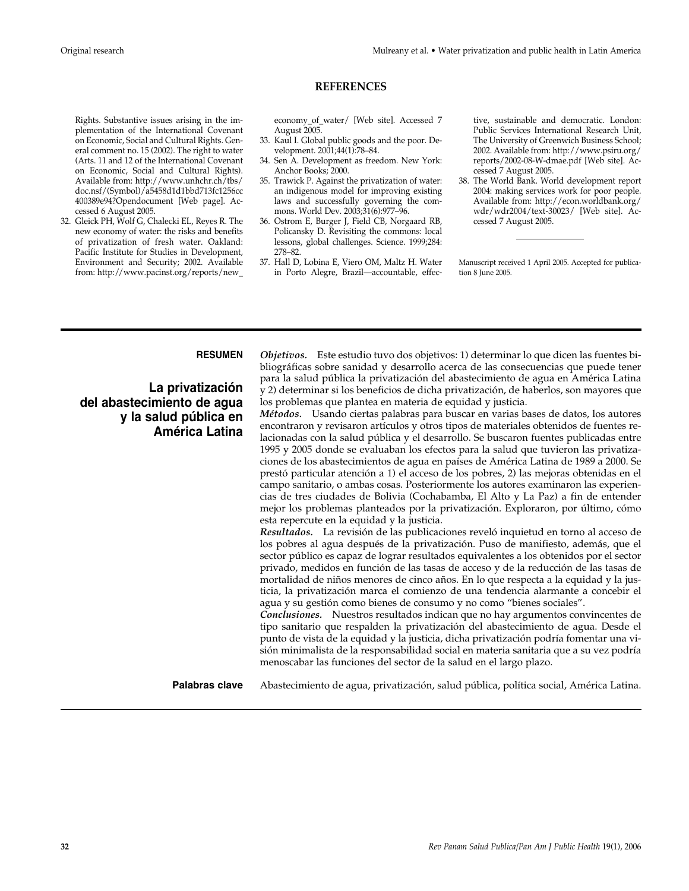## REFERENCES

Rights. Substantive issues arising in the implementation of the International Covenant on Economic, Social and Cultural Rights. General comment no. 15 (2002). The right to water (Arts. 11 and 12 of the International Covenant on Economic, Social and Cultural Rights). Available from: http://www.unhchr.ch/tbs/doc.nsf/(Symbol)/a5458d1d1bbd713fc1256cc400389e94?Opendocument [Web page]. Accessed 6 August 2005.

32. Gleick PH, Wolf G, Chalecki EL, Reyes R. The new economy of water: the risks and benefits of privatization of fresh water. Oakland: Pacific Institute for Studies in Development, Environment and Security; 2002. Available from: http://www.pacinst.org/reports/new_economy_of_water/ [Web site]. Accessed 7 August 2005.
33. Kaul I. Global public goods and the poor. Development. 2001;44(1):78–84.
34. Sen A. Development as freedom. New York: Anchor Books; 2000.
35. Trawick P. Against the privatization of water: an indigenous model for improving existing laws and successfully governing the commons. World Dev. 2003;31(6):977–96.
36. Ostrom E, Burger J, Field CB, Norgaard RB, Policansky D. Revisiting the commons: local lessons, global challenges. Science. 1999;284: 278–82.
37. Hall D, Lobina E, Viero OM, Maltz H. Water in Porto Alegre, Brazil—accountable, effective, sustainable and democratic. London: Public Services International Research Unit, The University of Greenwich Business School; 2002. Available from: http://www.psiru.org/reports/2002-08-W-dmae.pdf [Web site]. Accessed 7 August 2005.
38. The World Bank. World development report 2004: making services work for poor people. Available from: http://econ.worldbank.org/wdr/wdr2004/text-30023/ [Web site]. Accessed 7 August 2005.

Manuscript received 1 April 2005. Accepted for publication 8 June 2005.

---

## RESUMEN

## La privatización del abastecimiento de agua y la salud pública en América Latina

***Objetivos.*** Este estudio tuvo dos objetivos: 1) determinar lo que dicen las fuentes bibliográficas sobre sanidad y desarrollo acerca de las consecuencias que puede tener para la salud pública la privatización del abastecimiento de agua en América Latina y 2) determinar si los beneficios de dicha privatización, de haberlos, son mayores que los problemas que plantea en materia de equidad y justicia.

***Métodos.*** Usando ciertas palabras para buscar en varias bases de datos, los autores encontraron y revisaron artículos y otros tipos de materiales obtenidos de fuentes relacionadas con la salud pública y el desarrollo. Se buscaron fuentes publicadas entre 1995 y 2005 donde se evaluaban los efectos para la salud que tuvieron las privatizaciones de los abastecimientos de agua en países de América Latina de 1989 a 2000. Se prestó particular atención a 1) el acceso de los pobres, 2) las mejoras obtenidas en el campo sanitario, o ambas cosas. Posteriormente los autores examinaron las experiencias de tres ciudades de Bolivia (Cochabamba, El Alto y La Paz) a fin de entender mejor los problemas planteados por la privatización. Exploraron, por último, cómo esta repercute en la equidad y la justicia.

***Resultados.*** La revisión de las publicaciones reveló inquietud en torno al acceso de los pobres al agua después de la privatización. Puso de manifiesto, además, que el sector público es capaz de lograr resultados equivalentes a los obtenidos por el sector privado, medidos en función de las tasas de acceso y de la reducción de las tasas de mortalidad de niños menores de cinco años. En lo que respecta a la equidad y la justicia, la privatización marca el comienzo de una tendencia alarmante a concebir el agua y su gestión como bienes de consumo y no como "bienes sociales".

***Conclusiones.*** Nuestros resultados indican que no hay argumentos convincentes de tipo sanitario que respalden la privatización del abastecimiento de agua. Desde el punto de vista de la equidad y la justicia, dicha privatización podría fomentar una visión minimalista de la responsabilidad social en materia sanitaria que a su vez podría menoscabar las funciones del sector de la salud en el largo plazo.

**Palabras clave** Abastecimiento de agua, privatización, salud pública, política social, América Latina.